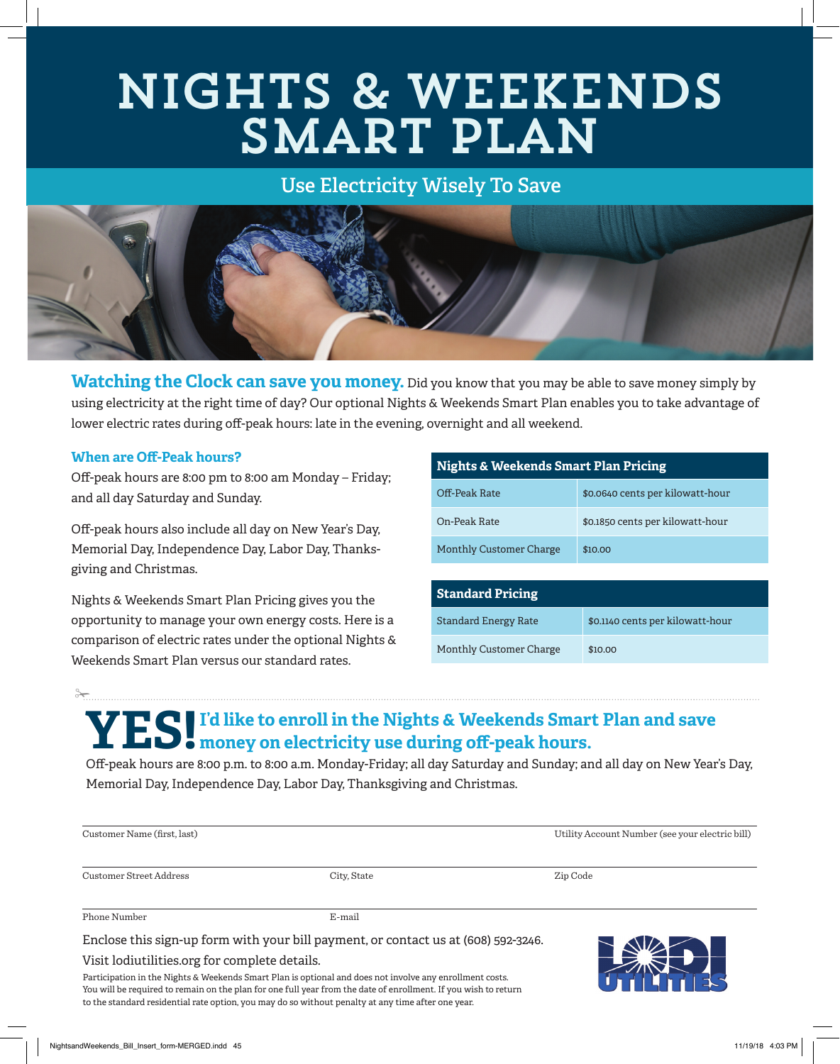# NIGHTS & WEEKENDS SMART PLAN

## Use Electricity Wisely To Save

**Watching the Clock can save you money.** Did you know that you may be able to save money simply by using electricity at the right time of day? Our optional Nights & Weekends Smart Plan enables you to take advantage of lower electric rates during off-peak hours: late in the evening, overnight and all weekend.

### When are Off-Peak hours?

Off-peak hours are 8:00 pm to 8:00 am Monday – Friday; and all day Saturday and Sunday.

Off-peak hours also include all day on New Year's Day, Memorial Day, Independence Day, Labor Day, Thanksgiving and Christmas.

Nights & Weekends Smart Plan Pricing gives you the opportunity to manage your own energy costs. Here is a comparison of electric rates under the optional Nights & Weekends Smart Plan versus our standard rates.

| Nights & Weekends Smart Plan Pricing | |
|---|---|
| Off-Peak Rate | $0.0640 cents per kilowatt-hour |
| On-Peak Rate | $0.1850 cents per kilowatt-hour |
| Monthly Customer Charge | $10.00 |

| Standard Pricing | |
|---|---|
| Standard Energy Rate | $0.1140 cents per kilowatt-hour |
| Monthly Customer Charge | $10.00 |

---

## YES! I'd like to enroll in the Nights & Weekends Smart Plan and save money on electricity use during off-peak hours.

Off-peak hours are 8:00 p.m. to 8:00 a.m. Monday-Friday; all day Saturday and Sunday; and all day on New Year's Day, Memorial Day, Independence Day, Labor Day, Thanksgiving and Christmas.

Customer Name (first, last) ____________________ Utility Account Number (see your electric bill) ____________________

Customer Street Address ____________________ City, State ____________________ Zip Code ____________________

Phone Number ____________________ E-mail ____________________

Enclose this sign-up form with your bill payment, or contact us at (608) 592-3246.

Visit lodiutilities.org for complete details.

Participation in the Nights & Weekends Smart Plan is optional and does not involve any enrollment costs. You will be required to remain on the plan for one full year from the date of enrollment. If you wish to return to the standard residential rate option, you may do so without penalty at any time after one year.

LODI UTILITIES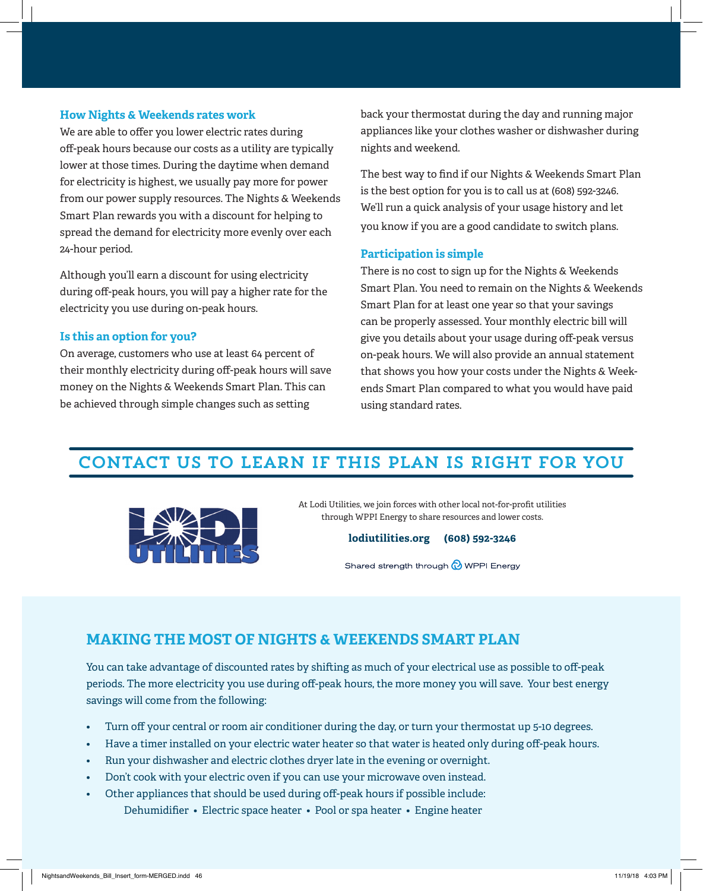## How Nights & Weekends rates work

We are able to offer you lower electric rates during off-peak hours because our costs as a utility are typically lower at those times. During the daytime when demand for electricity is highest, we usually pay more for power from our power supply resources. The Nights & Weekends Smart Plan rewards you with a discount for helping to spread the demand for electricity more evenly over each 24-hour period.

Although you'll earn a discount for using electricity during off-peak hours, you will pay a higher rate for the electricity you use during on-peak hours.

## Is this an option for you?

On average, customers who use at least 64 percent of their monthly electricity during off-peak hours will save money on the Nights & Weekends Smart Plan. This can be achieved through simple changes such as setting back your thermostat during the day and running major appliances like your clothes washer or dishwasher during nights and weekend.

The best way to find if our Nights & Weekends Smart Plan is the best option for you is to call us at (608) 592-3246. We'll run a quick analysis of your usage history and let you know if you are a good candidate to switch plans.

## Participation is simple

There is no cost to sign up for the Nights & Weekends Smart Plan. You need to remain on the Nights & Weekends Smart Plan for at least one year so that your savings can be properly assessed. Your monthly electric bill will give you details about your usage during off-peak versus on-peak hours. We will also provide an annual statement that shows you how your costs under the Nights & Weekends Smart Plan compared to what you would have paid using standard rates.

# CONTACT US TO LEARN IF THIS PLAN IS RIGHT FOR YOU

LODI UTILITIES

At Lodi Utilities, we join forces with other local not-for-profit utilities through WPPI Energy to share resources and lower costs.

**lodiutilities.org (608) 592-3246**

Shared strength through WPPI Energy

## MAKING THE MOST OF NIGHTS & WEEKENDS SMART PLAN

You can take advantage of discounted rates by shifting as much of your electrical use as possible to off-peak periods. The more electricity you use during off-peak hours, the more money you will save. Your best energy savings will come from the following:

- Turn off your central or room air conditioner during the day, or turn your thermostat up 5-10 degrees.
- Have a timer installed on your electric water heater so that water is heated only during off-peak hours.
- Run your dishwasher and electric clothes dryer late in the evening or overnight.
- Don't cook with your electric oven if you can use your microwave oven instead.
- Other appliances that should be used during off-peak hours if possible include:
  Dehumidifier • Electric space heater • Pool or spa heater • Engine heater